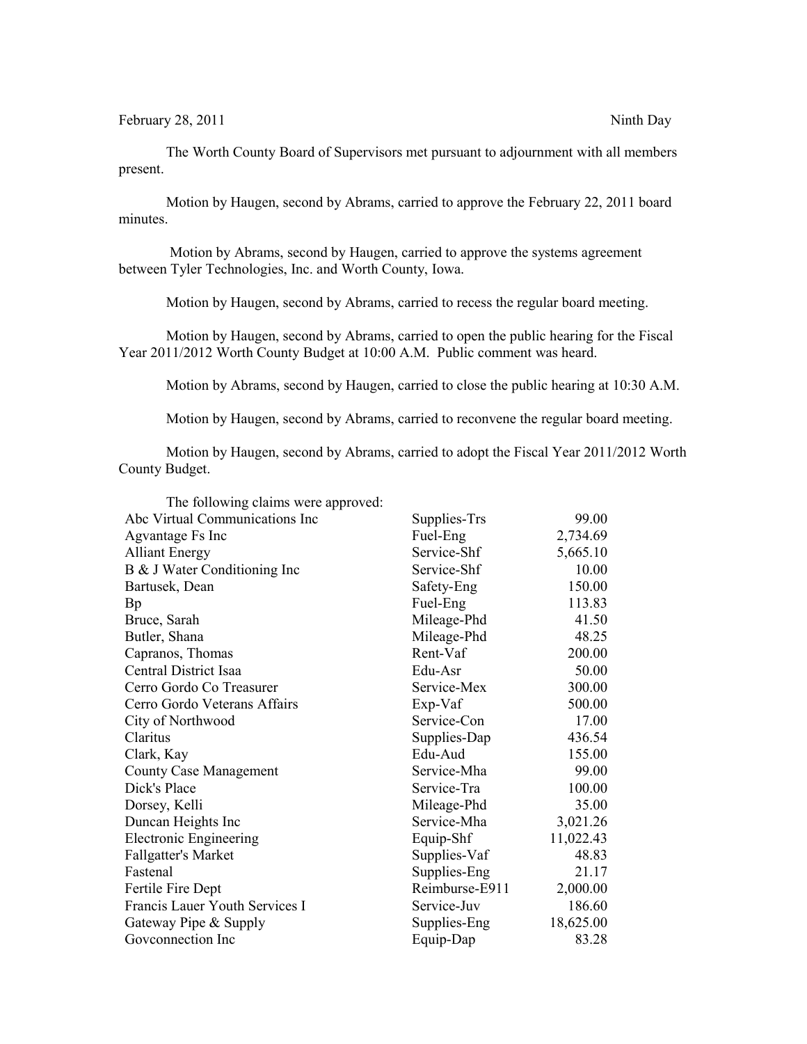February 28, 2011 Ninth Day

The Worth County Board of Supervisors met pursuant to adjournment with all members present.

Motion by Haugen, second by Abrams, carried to approve the February 22, 2011 board minutes.

Motion by Abrams, second by Haugen, carried to approve the systems agreement between Tyler Technologies, Inc. and Worth County, Iowa.

Motion by Haugen, second by Abrams, carried to recess the regular board meeting.

Motion by Haugen, second by Abrams, carried to open the public hearing for the Fiscal Year 2011/2012 Worth County Budget at 10:00 A.M. Public comment was heard.

Motion by Abrams, second by Haugen, carried to close the public hearing at 10:30 A.M.

Motion by Haugen, second by Abrams, carried to reconvene the regular board meeting.

Motion by Haugen, second by Abrams, carried to adopt the Fiscal Year 2011/2012 Worth County Budget.

The following claims were approved:

| | | |
|---|---|---|
| Abc Virtual Communications Inc | Supplies-Trs | 99.00 |
| Agvantage Fs Inc | Fuel-Eng | 2,734.69 |
| Alliant Energy | Service-Shf | 5,665.10 |
| B & J Water Conditioning Inc | Service-Shf | 10.00 |
| Bartusek, Dean | Safety-Eng | 150.00 |
| Bp | Fuel-Eng | 113.83 |
| Bruce, Sarah | Mileage-Phd | 41.50 |
| Butler, Shana | Mileage-Phd | 48.25 |
| Capranos, Thomas | Rent-Vaf | 200.00 |
| Central District Isaa | Edu-Asr | 50.00 |
| Cerro Gordo Co Treasurer | Service-Mex | 300.00 |
| Cerro Gordo Veterans Affairs | Exp-Vaf | 500.00 |
| City of Northwood | Service-Con | 17.00 |
| Claritus | Supplies-Dap | 436.54 |
| Clark, Kay | Edu-Aud | 155.00 |
| County Case Management | Service-Mha | 99.00 |
| Dick's Place | Service-Tra | 100.00 |
| Dorsey, Kelli | Mileage-Phd | 35.00 |
| Duncan Heights Inc | Service-Mha | 3,021.26 |
| Electronic Engineering | Equip-Shf | 11,022.43 |
| Fallgatter's Market | Supplies-Vaf | 48.83 |
| Fastenal | Supplies-Eng | 21.17 |
| Fertile Fire Dept | Reimburse-E911 | 2,000.00 |
| Francis Lauer Youth Services I | Service-Juv | 186.60 |
| Gateway Pipe & Supply | Supplies-Eng | 18,625.00 |
| Govconnection Inc | Equip-Dap | 83.28 |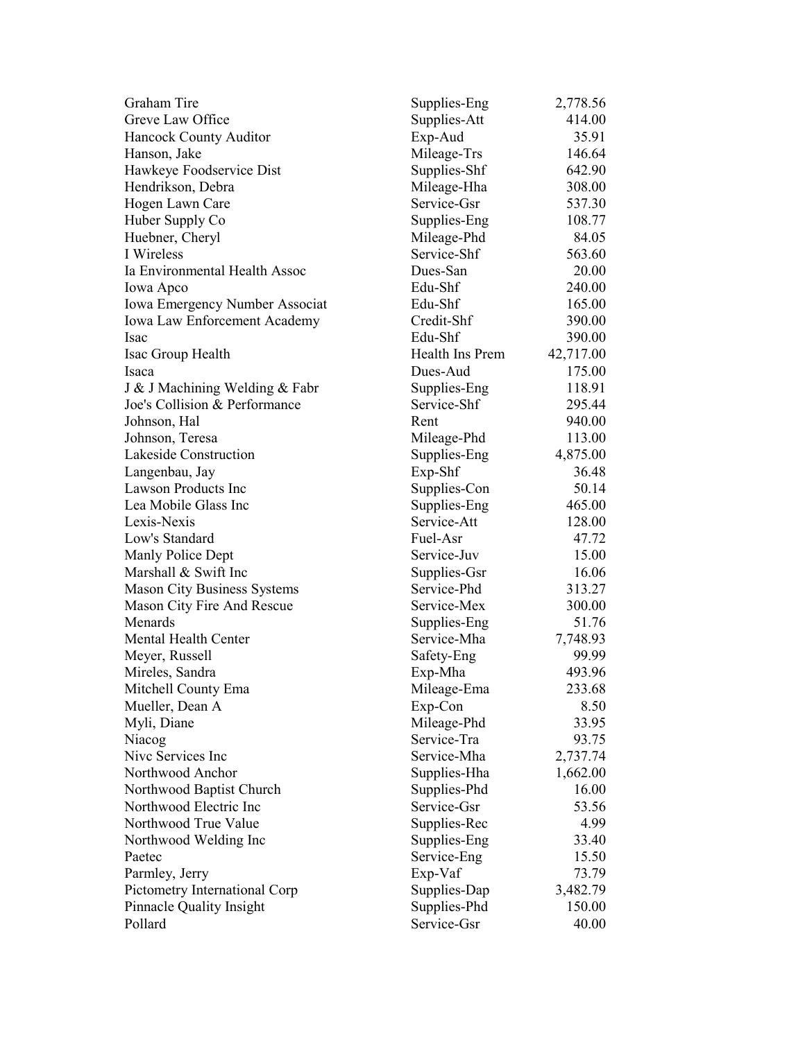| | | |
|---|---|---|
| Graham Tire | Supplies-Eng | 2,778.56 |
| Greve Law Office | Supplies-Att | 414.00 |
| Hancock County Auditor | Exp-Aud | 35.91 |
| Hanson, Jake | Mileage-Trs | 146.64 |
| Hawkeye Foodservice Dist | Supplies-Shf | 642.90 |
| Hendrikson, Debra | Mileage-Hha | 308.00 |
| Hogen Lawn Care | Service-Gsr | 537.30 |
| Huber Supply Co | Supplies-Eng | 108.77 |
| Huebner, Cheryl | Mileage-Phd | 84.05 |
| I Wireless | Service-Shf | 563.60 |
| Ia Environmental Health Assoc | Dues-San | 20.00 |
| Iowa Apco | Edu-Shf | 240.00 |
| Iowa Emergency Number Associat | Edu-Shf | 165.00 |
| Iowa Law Enforcement Academy | Credit-Shf | 390.00 |
| Isac | Edu-Shf | 390.00 |
| Isac Group Health | Health Ins Prem | 42,717.00 |
| Isaca | Dues-Aud | 175.00 |
| J & J Machining Welding & Fabr | Supplies-Eng | 118.91 |
| Joe's Collision & Performance | Service-Shf | 295.44 |
| Johnson, Hal | Rent | 940.00 |
| Johnson, Teresa | Mileage-Phd | 113.00 |
| Lakeside Construction | Supplies-Eng | 4,875.00 |
| Langenbau, Jay | Exp-Shf | 36.48 |
| Lawson Products Inc | Supplies-Con | 50.14 |
| Lea Mobile Glass Inc | Supplies-Eng | 465.00 |
| Lexis-Nexis | Service-Att | 128.00 |
| Low's Standard | Fuel-Asr | 47.72 |
| Manly Police Dept | Service-Juv | 15.00 |
| Marshall & Swift Inc | Supplies-Gsr | 16.06 |
| Mason City Business Systems | Service-Phd | 313.27 |
| Mason City Fire And Rescue | Service-Mex | 300.00 |
| Menards | Supplies-Eng | 51.76 |
| Mental Health Center | Service-Mha | 7,748.93 |
| Meyer, Russell | Safety-Eng | 99.99 |
| Mireles, Sandra | Exp-Mha | 493.96 |
| Mitchell County Ema | Mileage-Ema | 233.68 |
| Mueller, Dean A | Exp-Con | 8.50 |
| Myli, Diane | Mileage-Phd | 33.95 |
| Niacog | Service-Tra | 93.75 |
| Nivc Services Inc | Service-Mha | 2,737.74 |
| Northwood Anchor | Supplies-Hha | 1,662.00 |
| Northwood Baptist Church | Supplies-Phd | 16.00 |
| Northwood Electric Inc | Service-Gsr | 53.56 |
| Northwood True Value | Supplies-Rec | 4.99 |
| Northwood Welding Inc | Supplies-Eng | 33.40 |
| Paetec | Service-Eng | 15.50 |
| Parmley, Jerry | Exp-Vaf | 73.79 |
| Pictometry International Corp | Supplies-Dap | 3,482.79 |
| Pinnacle Quality Insight | Supplies-Phd | 150.00 |
| Pollard | Service-Gsr | 40.00 |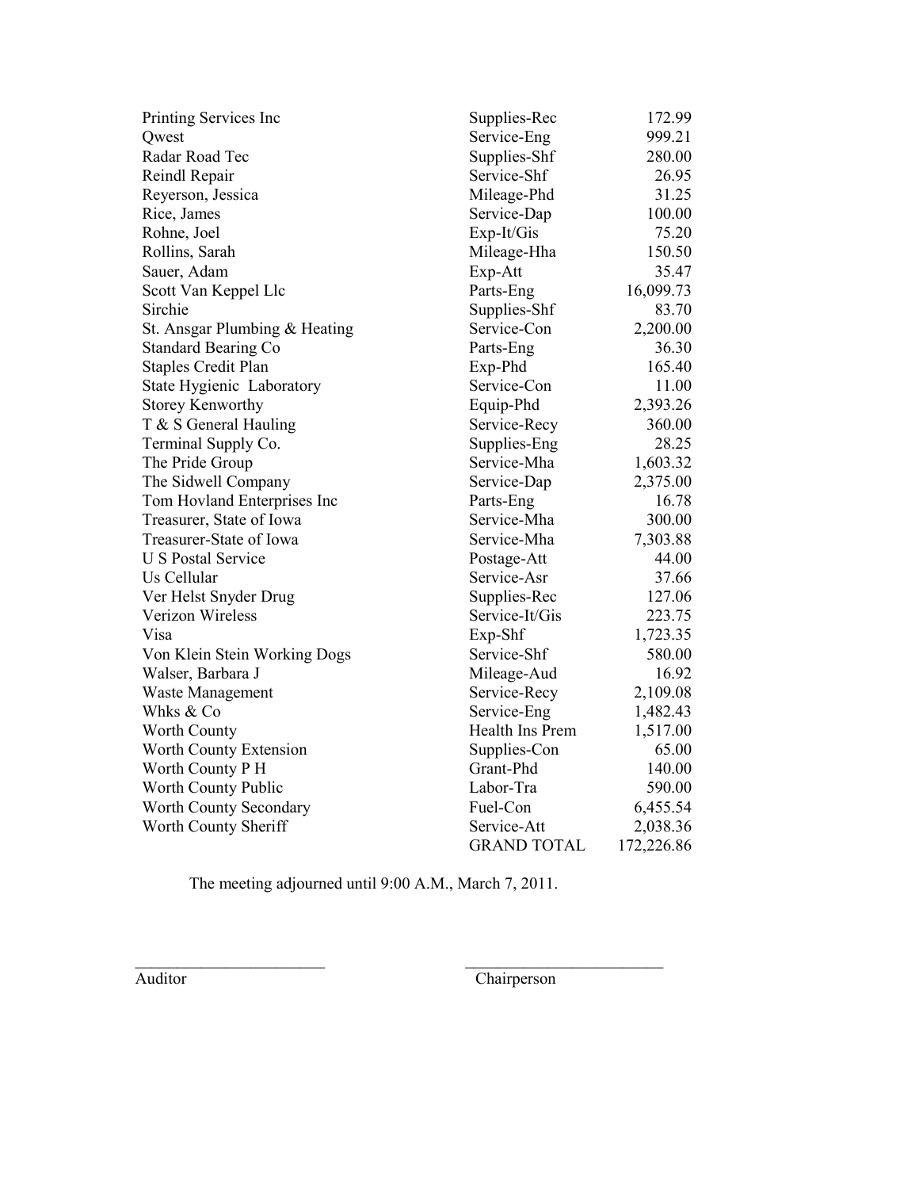| | | |
|---|---|---|
| Printing Services Inc | Supplies-Rec | 172.99 |
| Qwest | Service-Eng | 999.21 |
| Radar Road Tec | Supplies-Shf | 280.00 |
| Reindl Repair | Service-Shf | 26.95 |
| Reyerson, Jessica | Mileage-Phd | 31.25 |
| Rice, James | Service-Dap | 100.00 |
| Rohne, Joel | Exp-It/Gis | 75.20 |
| Rollins, Sarah | Mileage-Hha | 150.50 |
| Sauer, Adam | Exp-Att | 35.47 |
| Scott Van Keppel Llc | Parts-Eng | 16,099.73 |
| Sirchie | Supplies-Shf | 83.70 |
| St. Ansgar Plumbing & Heating | Service-Con | 2,200.00 |
| Standard Bearing Co | Parts-Eng | 36.30 |
| Staples Credit Plan | Exp-Phd | 165.40 |
| State Hygienic Laboratory | Service-Con | 11.00 |
| Storey Kenworthy | Equip-Phd | 2,393.26 |
| T & S General Hauling | Service-Recy | 360.00 |
| Terminal Supply Co. | Supplies-Eng | 28.25 |
| The Pride Group | Service-Mha | 1,603.32 |
| The Sidwell Company | Service-Dap | 2,375.00 |
| Tom Hovland Enterprises Inc | Parts-Eng | 16.78 |
| Treasurer, State of Iowa | Service-Mha | 300.00 |
| Treasurer-State of Iowa | Service-Mha | 7,303.88 |
| U S Postal Service | Postage-Att | 44.00 |
| Us Cellular | Service-Asr | 37.66 |
| Ver Helst Snyder Drug | Supplies-Rec | 127.06 |
| Verizon Wireless | Service-It/Gis | 223.75 |
| Visa | Exp-Shf | 1,723.35 |
| Von Klein Stein Working Dogs | Service-Shf | 580.00 |
| Walser, Barbara J | Mileage-Aud | 16.92 |
| Waste Management | Service-Recy | 2,109.08 |
| Whks & Co | Service-Eng | 1,482.43 |
| Worth County | Health Ins Prem | 1,517.00 |
| Worth County Extension | Supplies-Con | 65.00 |
| Worth County P H | Grant-Phd | 140.00 |
| Worth County Public | Labor-Tra | 590.00 |
| Worth County Secondary | Fuel-Con | 6,455.54 |
| Worth County Sheriff | Service-Att | 2,038.36 |
| | GRAND TOTAL | 172,226.86 |

The meeting adjourned until 9:00 A.M., March 7, 2011.

\_\_\_\_\_\_\_\_\_\_\_\_\_\_\_\_\_\_\_\_\_\_\_\_ \_\_\_\_\_\_\_\_\_\_\_\_\_\_\_\_\_\_\_\_\_\_\_\_\_

Auditor Chairperson